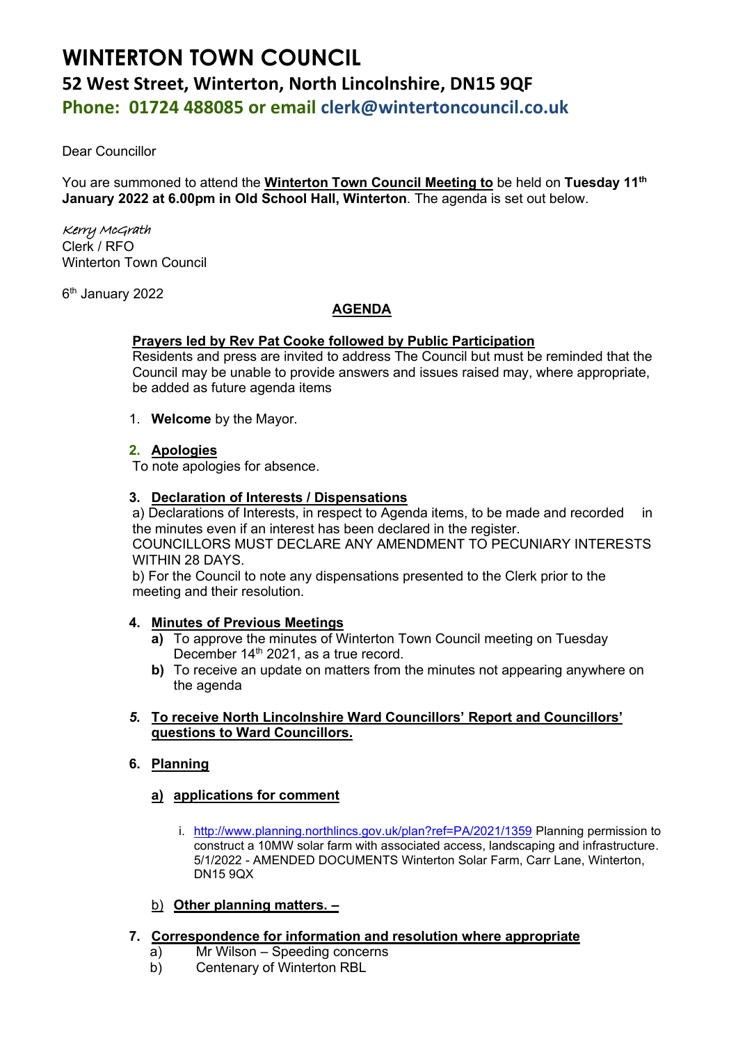# WINTERTON TOWN COUNCIL

## 52 West Street, Winterton, North Lincolnshire, DN15 9QF

## Phone: 01724 488085 or email clerk@wintertoncouncil.co.uk

Dear Councillor

You are summoned to attend the **Winterton Town Council Meeting to** be held on **Tuesday 11th January 2022 at 6.00pm in Old School Hall, Winterton**. The agenda is set out below.

*Kerry McGrath*
Clerk / RFO
Winterton Town Council

6th January 2022

**AGENDA**

**Prayers led by Rev Pat Cooke followed by Public Participation**
Residents and press are invited to address The Council but must be reminded that the Council may be unable to provide answers and issues raised may, where appropriate, be added as future agenda items

1. **Welcome** by the Mayor.

2. **Apologies**
To note apologies for absence.

3. **Declaration of Interests / Dispensations**
a) Declarations of Interests, in respect to Agenda items, to be made and recorded in the minutes even if an interest has been declared in the register.
COUNCILLORS MUST DECLARE ANY AMENDMENT TO PECUNIARY INTERESTS WITHIN 28 DAYS.
b) For the Council to note any dispensations presented to the Clerk prior to the meeting and their resolution.

4. **Minutes of Previous Meetings**
   - **a)** To approve the minutes of Winterton Town Council meeting on Tuesday December 14th 2021, as a true record.
   - **b)** To receive an update on matters from the minutes not appearing anywhere on the agenda

5. ***To receive North Lincolnshire Ward Councillors' Report and Councillors' questions to Ward Councillors.***

6. **Planning**

   **a) applications for comment**

   i. http://www.planning.northlincs.gov.uk/plan?ref=PA/2021/1359 Planning permission to construct a 10MW solar farm with associated access, landscaping and infrastructure. 5/1/2022 - AMENDED DOCUMENTS Winterton Solar Farm, Carr Lane, Winterton, DN15 9QX

   b) **Other planning matters. –**

7. **Correspondence for information and resolution where appropriate**
   - a) Mr Wilson – Speeding concerns
   - b) Centenary of Winterton RBL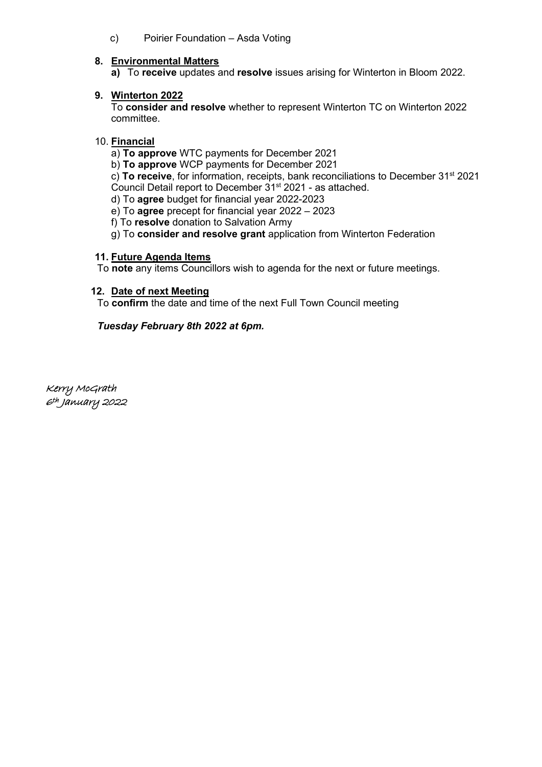c) Poirier Foundation – Asda Voting

8. **Environmental Matters**
   **a)** To **receive** updates and **resolve** issues arising for Winterton in Bloom 2022.

9. **Winterton 2022**
   To **consider and resolve** whether to represent Winterton TC on Winterton 2022 committee.

10. **Financial**
    a) **To approve** WTC payments for December 2021
    b) **To approve** WCP payments for December 2021
    c) **To receive**, for information, receipts, bank reconciliations to December 31st 2021 Council Detail report to December 31st 2021 - as attached.
    d) To **agree** budget for financial year 2022-2023
    e) To **agree** precept for financial year 2022 – 2023
    f) To **resolve** donation to Salvation Army
    g) To **consider and resolve grant** application from Winterton Federation

11. **Future Agenda Items**
    To **note** any items Councillors wish to agenda for the next or future meetings.

12. **Date of next Meeting**
    To **confirm** the date and time of the next Full Town Council meeting

    ***Tuesday February 8th 2022 at 6pm.***

Kerry McGrath
6th January 2022